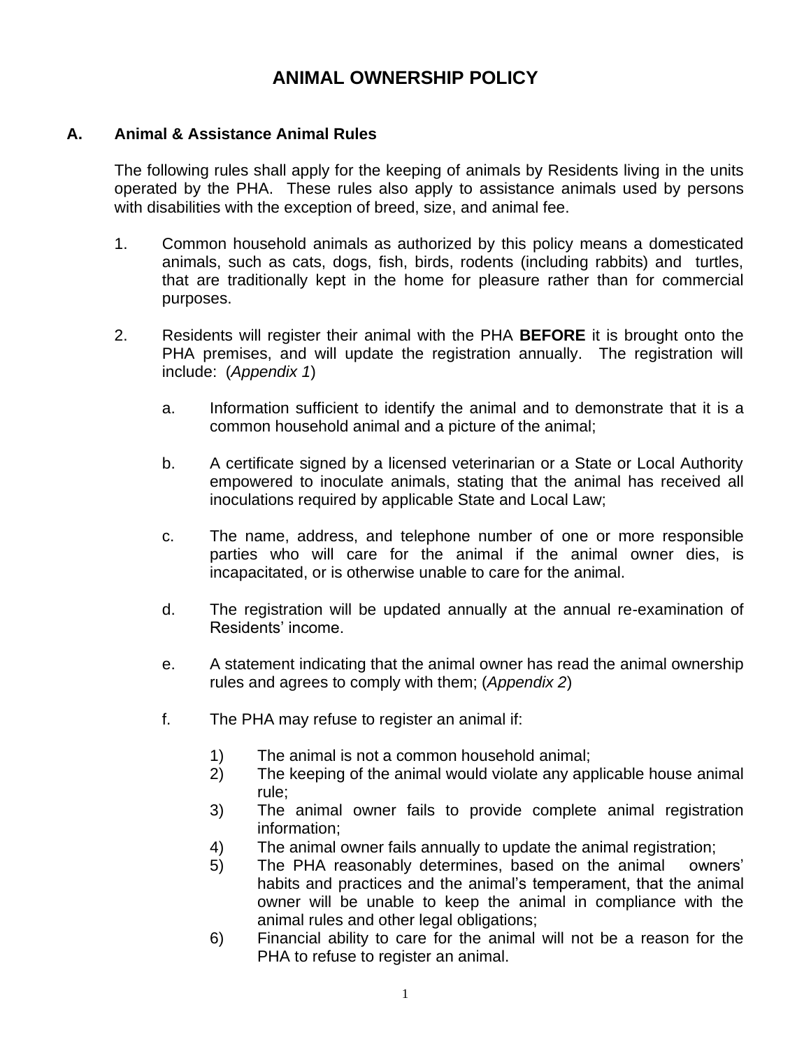# ANIMAL OWNERSHIP POLICY

## A. Animal & Assistance Animal Rules

The following rules shall apply for the keeping of animals by Residents living in the units operated by the PHA. These rules also apply to assistance animals used by persons with disabilities with the exception of breed, size, and animal fee.

1. Common household animals as authorized by this policy means a domesticated animals, such as cats, dogs, fish, birds, rodents (including rabbits) and turtles, that are traditionally kept in the home for pleasure rather than for commercial purposes.

2. Residents will register their animal with the PHA **BEFORE** it is brought onto the PHA premises, and will update the registration annually. The registration will include: (*Appendix 1*)

   a. Information sufficient to identify the animal and to demonstrate that it is a common household animal and a picture of the animal;

   b. A certificate signed by a licensed veterinarian or a State or Local Authority empowered to inoculate animals, stating that the animal has received all inoculations required by applicable State and Local Law;

   c. The name, address, and telephone number of one or more responsible parties who will care for the animal if the animal owner dies, is incapacitated, or is otherwise unable to care for the animal.

   d. The registration will be updated annually at the annual re-examination of Residents' income.

   e. A statement indicating that the animal owner has read the animal ownership rules and agrees to comply with them; (*Appendix 2*)

   f. The PHA may refuse to register an animal if:

      1) The animal is not a common household animal;
      2) The keeping of the animal would violate any applicable house animal rule;
      3) The animal owner fails to provide complete animal registration information;
      4) The animal owner fails annually to update the animal registration;
      5) The PHA reasonably determines, based on the animal owners' habits and practices and the animal's temperament, that the animal owner will be unable to keep the animal in compliance with the animal rules and other legal obligations;
      6) Financial ability to care for the animal will not be a reason for the PHA to refuse to register an animal.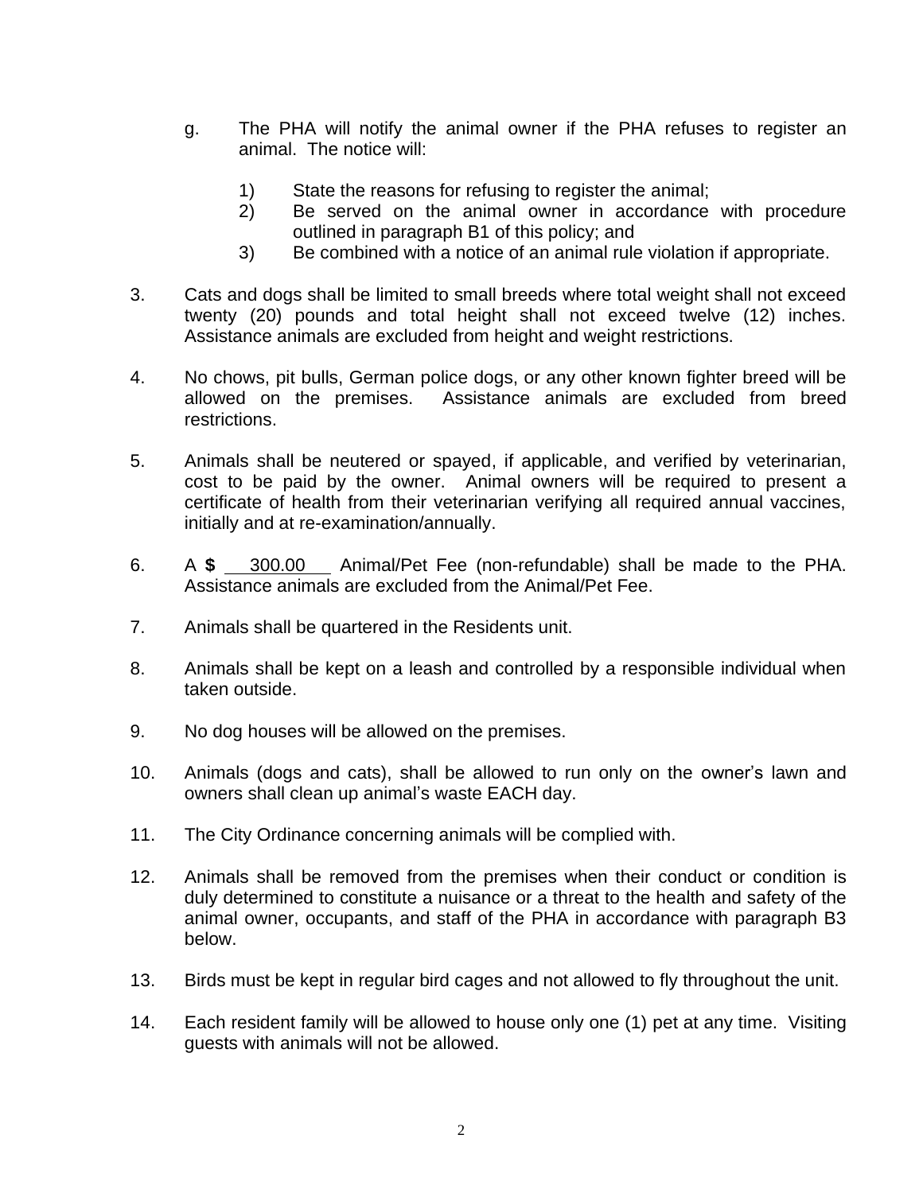g. The PHA will notify the animal owner if the PHA refuses to register an animal. The notice will:

   1) State the reasons for refusing to register the animal;
   2) Be served on the animal owner in accordance with procedure outlined in paragraph B1 of this policy; and
   3) Be combined with a notice of an animal rule violation if appropriate.

3. Cats and dogs shall be limited to small breeds where total weight shall not exceed twenty (20) pounds and total height shall not exceed twelve (12) inches. Assistance animals are excluded from height and weight restrictions.

4. No chows, pit bulls, German police dogs, or any other known fighter breed will be allowed on the premises. Assistance animals are excluded from breed restrictions.

5. Animals shall be neutered or spayed, if applicable, and verified by veterinarian, cost to be paid by the owner. Animal owners will be required to present a certificate of health from their veterinarian verifying all required annual vaccines, initially and at re-examination/annually.

6. A **$** 300.00 Animal/Pet Fee (non-refundable) shall be made to the PHA. Assistance animals are excluded from the Animal/Pet Fee.

7. Animals shall be quartered in the Residents unit.

8. Animals shall be kept on a leash and controlled by a responsible individual when taken outside.

9. No dog houses will be allowed on the premises.

10. Animals (dogs and cats), shall be allowed to run only on the owner's lawn and owners shall clean up animal's waste EACH day.

11. The City Ordinance concerning animals will be complied with.

12. Animals shall be removed from the premises when their conduct or condition is duly determined to constitute a nuisance or a threat to the health and safety of the animal owner, occupants, and staff of the PHA in accordance with paragraph B3 below.

13. Birds must be kept in regular bird cages and not allowed to fly throughout the unit.

14. Each resident family will be allowed to house only one (1) pet at any time. Visiting guests with animals will not be allowed.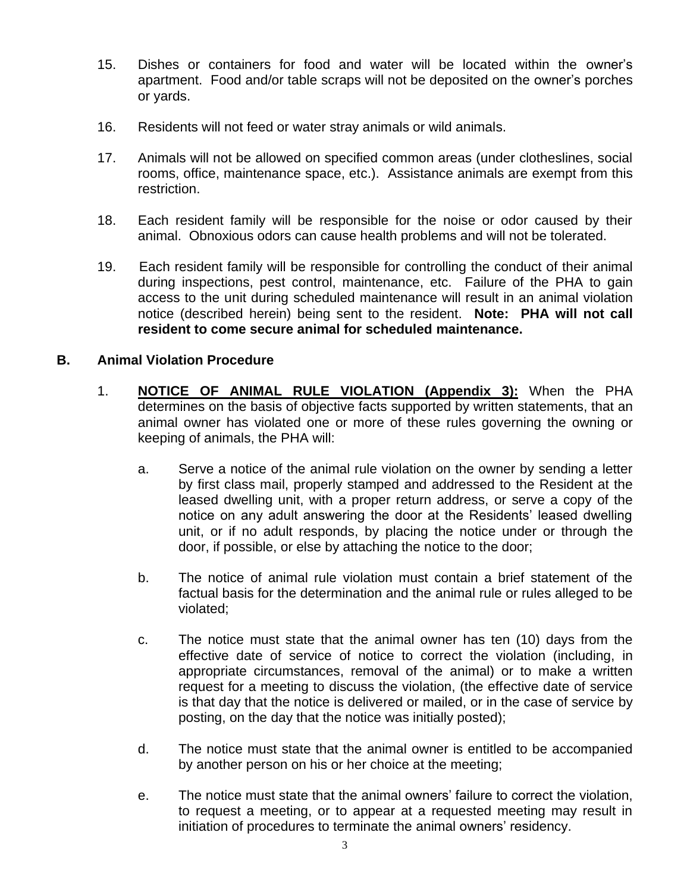15. Dishes or containers for food and water will be located within the owner's apartment. Food and/or table scraps will not be deposited on the owner's porches or yards.

16. Residents will not feed or water stray animals or wild animals.

17. Animals will not be allowed on specified common areas (under clotheslines, social rooms, office, maintenance space, etc.). Assistance animals are exempt from this restriction.

18. Each resident family will be responsible for the noise or odor caused by their animal. Obnoxious odors can cause health problems and will not be tolerated.

19. Each resident family will be responsible for controlling the conduct of their animal during inspections, pest control, maintenance, etc. Failure of the PHA to gain access to the unit during scheduled maintenance will result in an animal violation notice (described herein) being sent to the resident. **Note: PHA will not call resident to come secure animal for scheduled maintenance.**

## B. Animal Violation Procedure

1. **NOTICE OF ANIMAL RULE VIOLATION (Appendix 3):** When the PHA determines on the basis of objective facts supported by written statements, that an animal owner has violated one or more of these rules governing the owning or keeping of animals, the PHA will:

   a. Serve a notice of the animal rule violation on the owner by sending a letter by first class mail, properly stamped and addressed to the Resident at the leased dwelling unit, with a proper return address, or serve a copy of the notice on any adult answering the door at the Residents' leased dwelling unit, or if no adult responds, by placing the notice under or through the door, if possible, or else by attaching the notice to the door;

   b. The notice of animal rule violation must contain a brief statement of the factual basis for the determination and the animal rule or rules alleged to be violated;

   c. The notice must state that the animal owner has ten (10) days from the effective date of service of notice to correct the violation (including, in appropriate circumstances, removal of the animal) or to make a written request for a meeting to discuss the violation, (the effective date of service is that day that the notice is delivered or mailed, or in the case of service by posting, on the day that the notice was initially posted);

   d. The notice must state that the animal owner is entitled to be accompanied by another person on his or her choice at the meeting;

   e. The notice must state that the animal owners' failure to correct the violation, to request a meeting, or to appear at a requested meeting may result in initiation of procedures to terminate the animal owners' residency.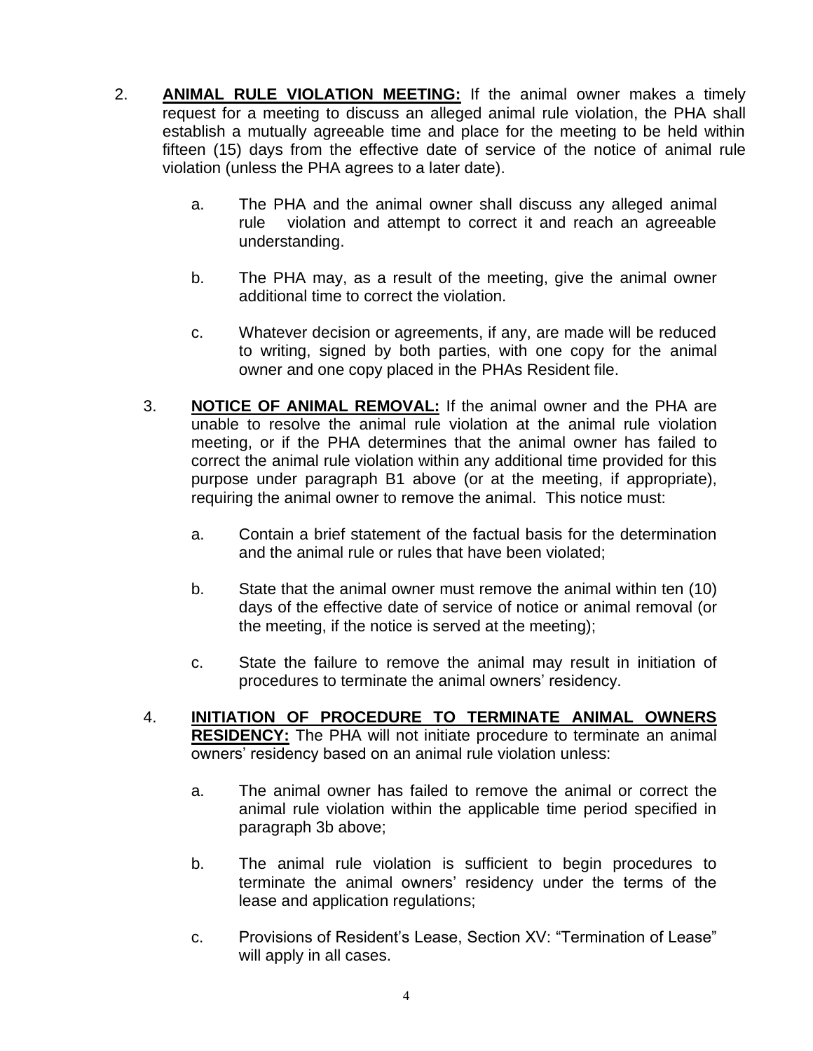2. **ANIMAL RULE VIOLATION MEETING:** If the animal owner makes a timely request for a meeting to discuss an alleged animal rule violation, the PHA shall establish a mutually agreeable time and place for the meeting to be held within fifteen (15) days from the effective date of service of the notice of animal rule violation (unless the PHA agrees to a later date).

   a. The PHA and the animal owner shall discuss any alleged animal rule violation and attempt to correct it and reach an agreeable understanding.

   b. The PHA may, as a result of the meeting, give the animal owner additional time to correct the violation.

   c. Whatever decision or agreements, if any, are made will be reduced to writing, signed by both parties, with one copy for the animal owner and one copy placed in the PHAs Resident file.

3. **NOTICE OF ANIMAL REMOVAL:** If the animal owner and the PHA are unable to resolve the animal rule violation at the animal rule violation meeting, or if the PHA determines that the animal owner has failed to correct the animal rule violation within any additional time provided for this purpose under paragraph B1 above (or at the meeting, if appropriate), requiring the animal owner to remove the animal. This notice must:

   a. Contain a brief statement of the factual basis for the determination and the animal rule or rules that have been violated;

   b. State that the animal owner must remove the animal within ten (10) days of the effective date of service of notice or animal removal (or the meeting, if the notice is served at the meeting);

   c. State the failure to remove the animal may result in initiation of procedures to terminate the animal owners' residency.

4. **INITIATION OF PROCEDURE TO TERMINATE ANIMAL OWNERS RESIDENCY:** The PHA will not initiate procedure to terminate an animal owners' residency based on an animal rule violation unless:

   a. The animal owner has failed to remove the animal or correct the animal rule violation within the applicable time period specified in paragraph 3b above;

   b. The animal rule violation is sufficient to begin procedures to terminate the animal owners' residency under the terms of the lease and application regulations;

   c. Provisions of Resident's Lease, Section XV: "Termination of Lease" will apply in all cases.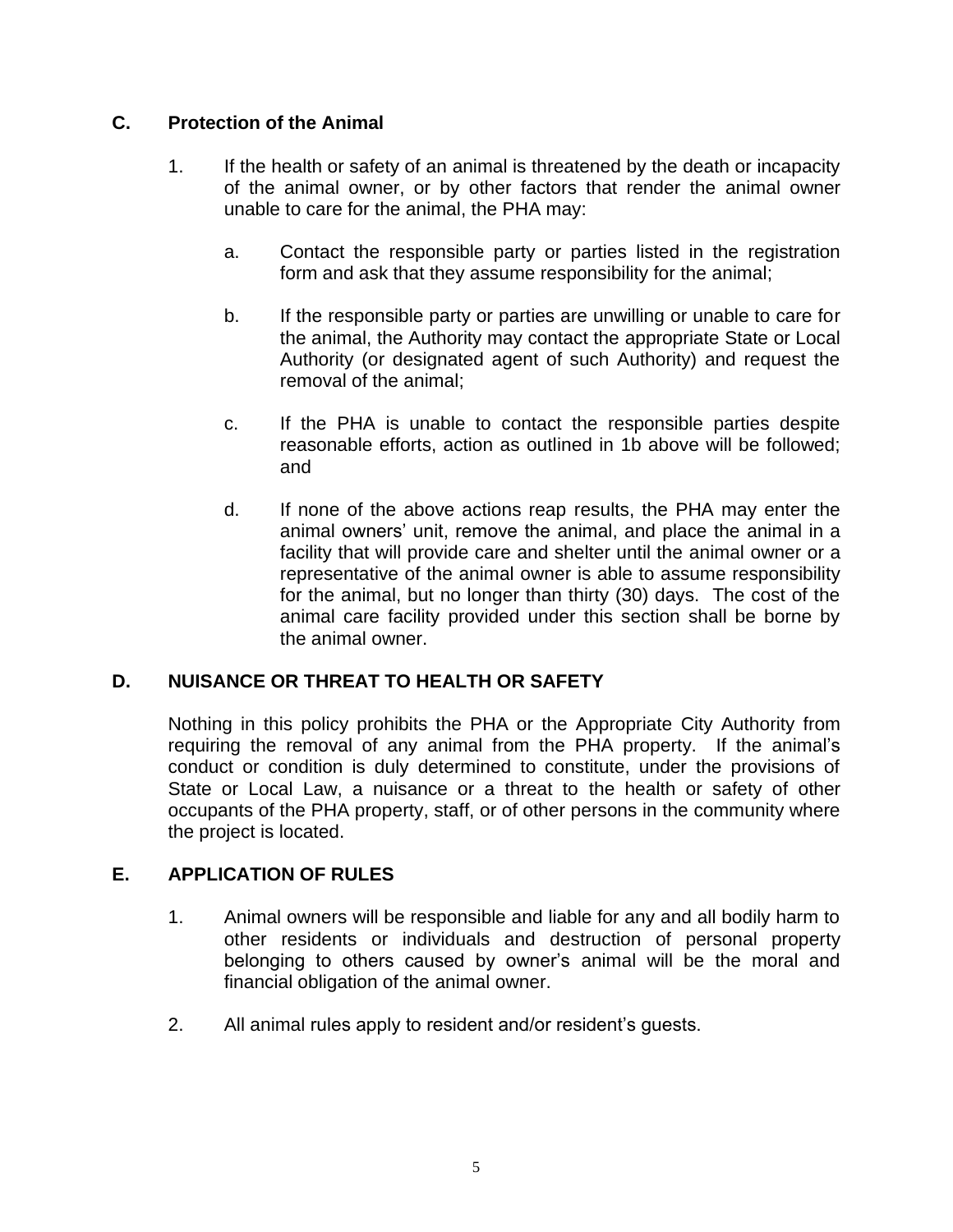## C. Protection of the Animal

1. If the health or safety of an animal is threatened by the death or incapacity of the animal owner, or by other factors that render the animal owner unable to care for the animal, the PHA may:

   a. Contact the responsible party or parties listed in the registration form and ask that they assume responsibility for the animal;

   b. If the responsible party or parties are unwilling or unable to care for the animal, the Authority may contact the appropriate State or Local Authority (or designated agent of such Authority) and request the removal of the animal;

   c. If the PHA is unable to contact the responsible parties despite reasonable efforts, action as outlined in 1b above will be followed; and

   d. If none of the above actions reap results, the PHA may enter the animal owners' unit, remove the animal, and place the animal in a facility that will provide care and shelter until the animal owner or a representative of the animal owner is able to assume responsibility for the animal, but no longer than thirty (30) days. The cost of the animal care facility provided under this section shall be borne by the animal owner.

## D. NUISANCE OR THREAT TO HEALTH OR SAFETY

Nothing in this policy prohibits the PHA or the Appropriate City Authority from requiring the removal of any animal from the PHA property. If the animal's conduct or condition is duly determined to constitute, under the provisions of State or Local Law, a nuisance or a threat to the health or safety of other occupants of the PHA property, staff, or of other persons in the community where the project is located.

## E. APPLICATION OF RULES

1. Animal owners will be responsible and liable for any and all bodily harm to other residents or individuals and destruction of personal property belonging to others caused by owner's animal will be the moral and financial obligation of the animal owner.

2. All animal rules apply to resident and/or resident's guests.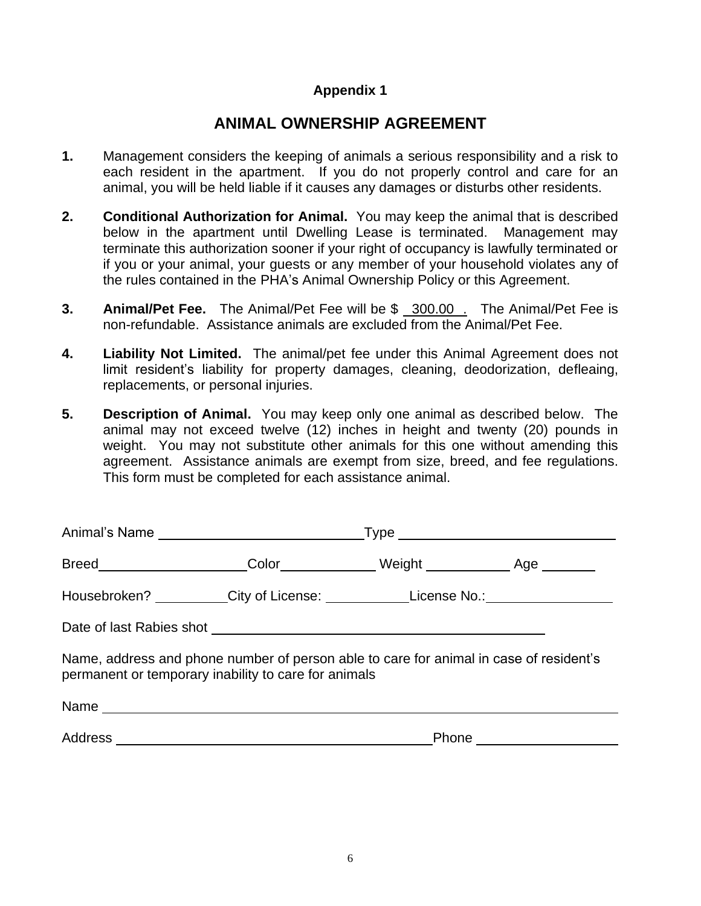**Appendix 1**

# ANIMAL OWNERSHIP AGREEMENT

**1.** Management considers the keeping of animals a serious responsibility and a risk to each resident in the apartment. If you do not properly control and care for an animal, you will be held liable if it causes any damages or disturbs other residents.

**2. Conditional Authorization for Animal.** You may keep the animal that is described below in the apartment until Dwelling Lease is terminated. Management may terminate this authorization sooner if your right of occupancy is lawfully terminated or if you or your animal, your guests or any member of your household violates any of the rules contained in the PHA's Animal Ownership Policy or this Agreement.

**3. Animal/Pet Fee.** The Animal/Pet Fee will be $ 300.00 . The Animal/Pet Fee is non-refundable. Assistance animals are excluded from the Animal/Pet Fee.

**4. Liability Not Limited.** The animal/pet fee under this Animal Agreement does not limit resident's liability for property damages, cleaning, deodorization, defleaing, replacements, or personal injuries.

**5. Description of Animal.** You may keep only one animal as described below. The animal may not exceed twelve (12) inches in height and twenty (20) pounds in weight. You may not substitute other animals for this one without amending this agreement. Assistance animals are exempt from size, breed, and fee regulations. This form must be completed for each assistance animal.

Animal's Name ____________________________ Type ____________________________

Breed ____________________ Color ____________ Weight ___________ Age _______

Housebroken? _________ City of License: ___________ License No.: ________________

Date of last Rabies shot ____________________________________________

Name, address and phone number of person able to care for animal in case of resident's permanent or temporary inability to care for animals

Name ______________________________________________________________________

Address ____________________________________________ Phone ___________________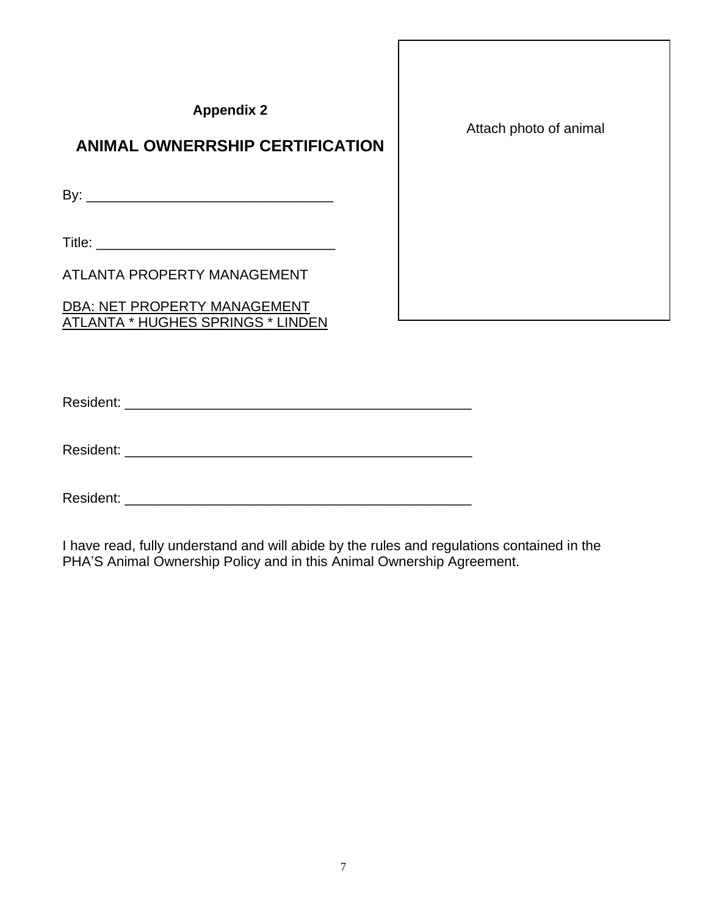**Appendix 2**

## ANIMAL OWNERRSHIP CERTIFICATION

Attach photo of animal

By: _______________________________

Title: ______________________________

ATLANTA PROPERTY MANAGEMENT

DBA: NET PROPERTY MANAGEMENT
ATLANTA * HUGHES SPRINGS * LINDEN

Resident: ____________________________________________

Resident: ____________________________________________

Resident: ____________________________________________

I have read, fully understand and will abide by the rules and regulations contained in the PHA'S Animal Ownership Policy and in this Animal Ownership Agreement.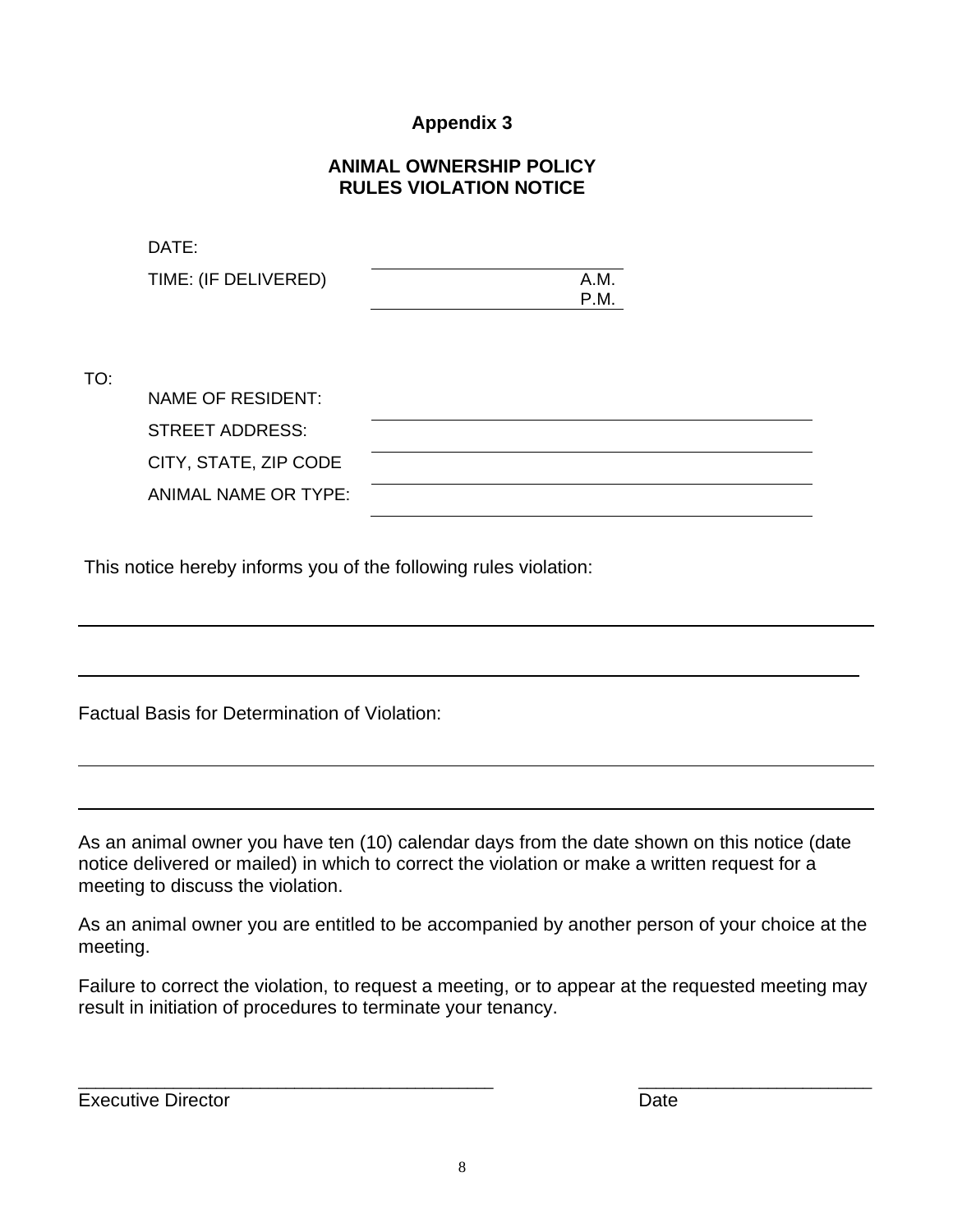## Appendix 3

## ANIMAL OWNERSHIP POLICY
## RULES VIOLATION NOTICE

DATE:

TIME: (IF DELIVERED) ______________________ A.M.
P.M.

TO:

NAME OF RESIDENT: ______________________________

STREET ADDRESS: ______________________________

CITY, STATE, ZIP CODE ______________________________

ANIMAL NAME OR TYPE: ______________________________

This notice hereby informs you of the following rules violation:

______________________________________________________________________

______________________________________________________________________

Factual Basis for Determination of Violation:

______________________________________________________________________

______________________________________________________________________

As an animal owner you have ten (10) calendar days from the date shown on this notice (date notice delivered or mailed) in which to correct the violation or make a written request for a meeting to discuss the violation.

As an animal owner you are entitled to be accompanied by another person of your choice at the meeting.

Failure to correct the violation, to request a meeting, or to appear at the requested meeting may result in initiation of procedures to terminate your tenancy.

__________________________________________ ________________________
Executive Director Date